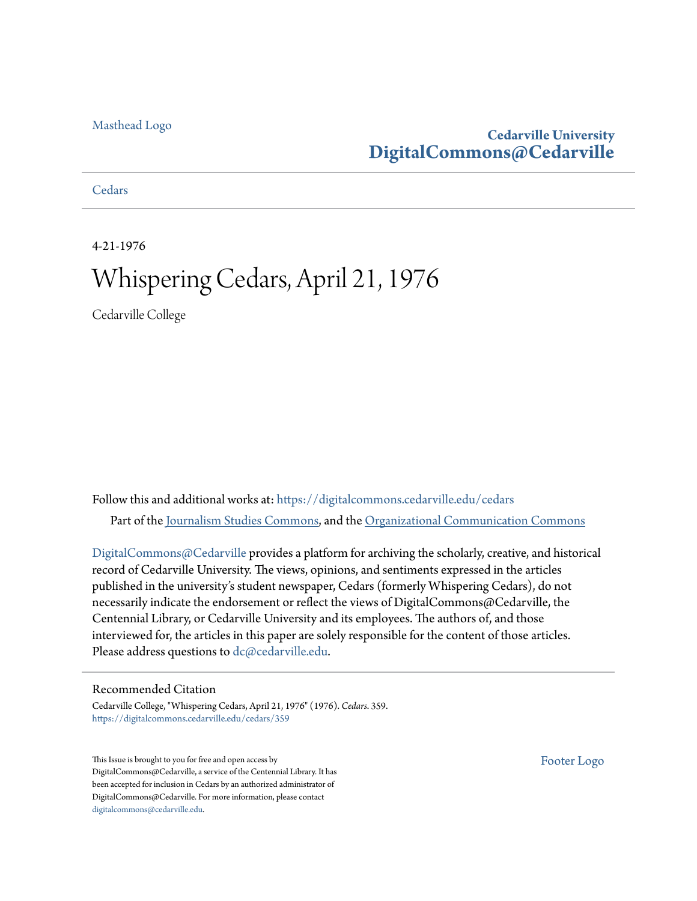Masthead Logo

**Cedarville University**
**DigitalCommons@Cedarville**

Cedars

4-21-1976

# Whispering Cedars, April 21, 1976

Cedarville College

Follow this and additional works at: https://digitalcommons.cedarville.edu/cedars

Part of the Journalism Studies Commons, and the Organizational Communication Commons

DigitalCommons@Cedarville provides a platform for archiving the scholarly, creative, and historical record of Cedarville University. The views, opinions, and sentiments expressed in the articles published in the university's student newspaper, Cedars (formerly Whispering Cedars), do not necessarily indicate the endorsement or reflect the views of DigitalCommons@Cedarville, the Centennial Library, or Cedarville University and its employees. The authors of, and those interviewed for, the articles in this paper are solely responsible for the content of those articles. Please address questions to dc@cedarville.edu.

## Recommended Citation

Cedarville College, "Whispering Cedars, April 21, 1976" (1976). *Cedars*. 359.
https://digitalcommons.cedarville.edu/cedars/359

This Issue is brought to you for free and open access by DigitalCommons@Cedarville, a service of the Centennial Library. It has been accepted for inclusion in Cedars by an authorized administrator of DigitalCommons@Cedarville. For more information, please contact digitalcommons@cedarville.edu.

Footer Logo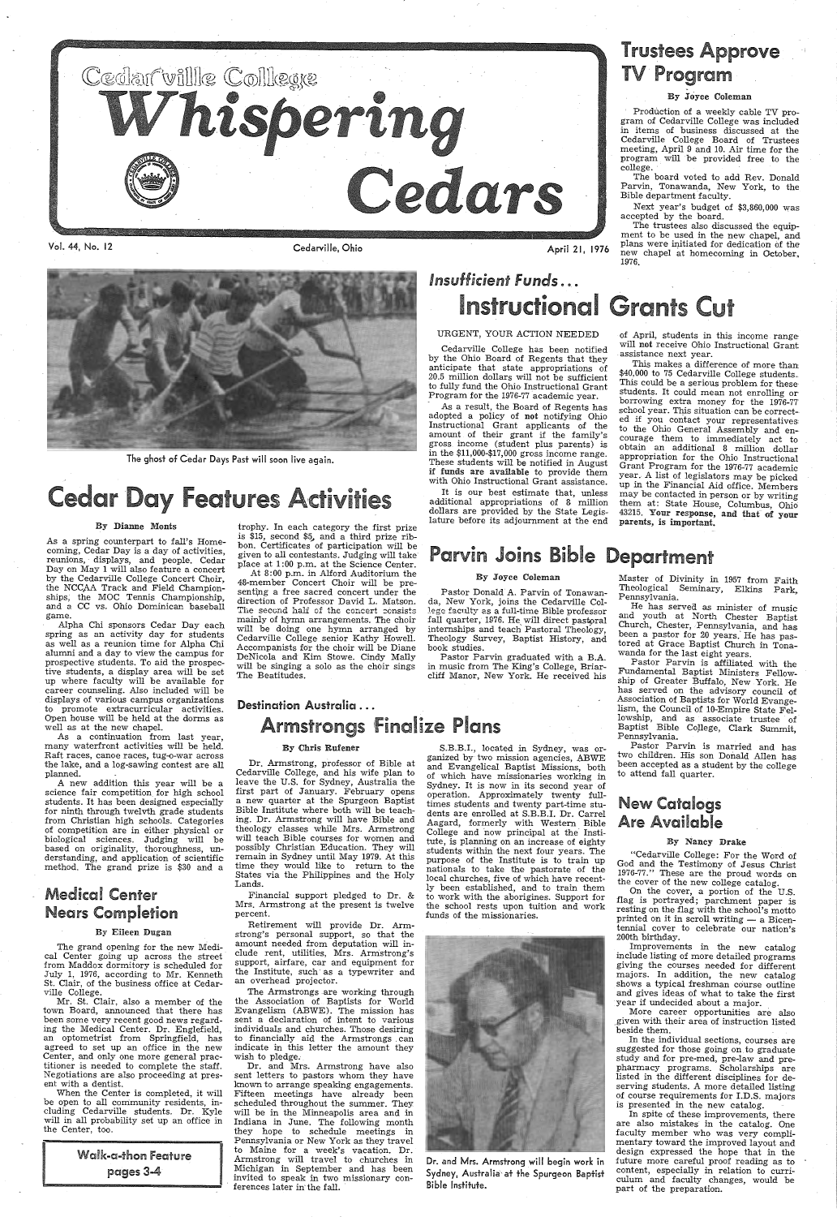# Cedarville College Whispering Cedars

Vol. 44, No. 12 — Cedarville, Ohio — April 21, 1976

## Trustees Approve TV Program

By Joyce Coleman

Production of a weekly cable TV program of Cedarville College was included in items of business discussed at the Cedarville College Board of Trustees meeting, April 9 and 10. Air time for the program will be provided free to the college.

The board voted to add Rev. Donald Parvin, Tonawanda, New York, to the Bible department faculty.

Next year's budget of $3,860,000 was accepted by the board.

The trustees also discussed the equipment to be used in the new chapel, and plans were initiated for dedication of the new chapel at homecoming in October, 1976.

The ghost of Cedar Days Past will soon live again.

## *Insufficient Funds...*

# Instructional Grants Cut

URGENT, YOUR ACTION NEEDED

Cedarville College has been notified by the Ohio Board of Regents that they anticipate that state appropriations of 20.5 million dollars will not be sufficient to fully fund the Ohio Instructional Grant Program for the 1976-77 academic year.

As a result, the Board of Regents has adopted a policy of **not** notifying Ohio Instructional Grant applicants of the amount of their grant if the family's gross income (student plus parents) is in the $11,000-$17,000 gross income range. These students will be notified in August **if funds are available** to provide them with Ohio Instructional Grant assistance.

It is our best estimate that, unless additional appropriations of 8 million dollars are provided by the State Legislature before its adjournment at the end of April, students in this income range will **not** receive Ohio Instructional Grant assistance next year.

This makes a difference of more than $40,000 to 75 Cedarville College students. This could be a serious problem for these students. It could mean not enrolling or borrowing extra money for the 1976-77 school year. This situation can be corrected if you contact your representatives to the Ohio General Assembly and encourage them to immediately act to obtain an additional 8 million dollar appropriation for the Ohio Instructional Grant Program for the 1976-77 academic year. A list of legislators may be picked up in the Financial Aid office. Members may be contacted in person or by writing them at: State House, Columbus, Ohio 43215. **Your response, and that of your parents, is important.**

# Cedar Day Features Activities

By Dianne Monts

As a spring counterpart to fall's Homecoming, Cedar Day is a day of activities, reunions, displays, and people. Cedar Day on May 1 will also feature a concert by the Cedarville College Concert Choir, the NCCAA Track and Field Championships, the MOC Tennis Championship, and a CC vs. Ohio Dominican baseball game.

Alpha Chi sponsors Cedar Day each spring as an activity day for students as well as a reunion time for Alpha Chi alumni and a day to view the campus for prospective students. To aid the prospective students, a display area will be set up where faculty will be available for career counseling. Also included will be displays of various campus organizations to promote extracurricular activities. Open house will be held at the dorms as well as at the new chapel.

As a continuation from last year, many waterfront activities will be held. Raft races, canoe races, tug-o-war across the lake, and a log-sawing contest are all planned.

A new addition this year will be a science fair competition for high school students. It has been designed especially for ninth through twelvth grade students from Christian high schools. Categories of competition are in either physical or biological sciences. Judging will be based on originality, thoroughness, understanding, and application of scientific method. The grand prize is $30 and a trophy. In each category the first prize is $15, second $5, and a third prize ribbon. Certificates of participation will be given to all contestants. Judging will take place at 1:00 p.m. at the Science Center.

At 8:00 p.m. in Alford Auditorium the 48-member Concert Choir will be presenting a free sacred concert under the direction of Professor David L. Matson. The second half of the concert consists mainly of hymn arrangements. The choir will be doing one hymn arranged by Cedarville College senior Kathy Howell. Accompanists for the choir will be Diane DeNicola and Kim Stowe. Cindy Mally will be singing a solo as the choir sings The Beatitudes.

## Parvin Joins Bible Department

By Joyce Coleman

Pastor Donald A. Parvin of Tonawanda, New York, joins the Cedarville College faculty as a full-time Bible professor fall quarter, 1976. He will direct pastoral internships and teach Pastoral Theology, Theology Survey, Baptist History, and book studies.

Pastor Parvin graduated with a B.A. in music from The King's College, Briarcliff Manor, New York. He received his Master of Divinity in 1957 from Faith Theological Seminary, Elkins Park, Pennsylvania.

He has served as minister of music and youth at North Chester Baptist Church, Chester, Pennsylvania, and has been a pastor for 20 years. He has pastored at Grace Baptist Church in Tonawanda for the last eight years.

Pastor Parvin is affiliated with the Fundamental Baptist Ministers Fellowship of Greater Buffalo, New York. He has served on the advisory council of Association of Baptists for World Evangelism, the Council of 10-Empire State Fellowship, and as associate trustee of Baptist Bible College, Clark Summit, Pennsylvania.

Pastor Parvin is married and has two children. His son Donald Allen has been accepted as a student by the college to attend fall quarter.

## *Destination Australia...*

## Armstrongs Finalize Plans

By Chris Rufener

Dr. Armstrong, professor of Bible at Cedarville College, and his wife plan to leave the U.S. for Sydney, Australia the first part of January. February opens a new quarter at the Spurgeon Baptist Bible Institute where both will be teaching. Dr. Armstrong will have Bible and theology classes while Mrs. Armstrong will teach Bible courses for women and possibly Christian Education. They will remain in Sydney until May 1979. At this time they would like to return to the States via the Philippines and the Holy Lands.

Financial support pledged to Dr. & Mrs. Armstrong at the present is twelve percent.

Retirement will provide Dr. Armstrong's personal support, so that the amount needed from deputation will include rent, utilities, Mrs. Armstrong's support, airfare, car and equipment for the Institute, such as a typewriter and an overhead projector.

The Armstrongs are working through the Association of Baptists for World Evangelism (ABWE). The mission has sent a declaration of intent to various individuals and churches. Those desiring to financially aid the Armstrongs can indicate in this letter the amount they wish to pledge.

Dr. and Mrs. Armstrong have also sent letters to pastors whom they have known to arrange speaking engagements. Fifteen meetings have already been scheduled throughout the summer. They will be in the Minneapolis area and in Indiana in June. The following month they hope to schedule meetings in Pennsylvania or New York as they travel to Maine for a week's vacation. Dr. Armstrong will travel to churches in Michigan in September and has been invited to speak in two missionary conferences later in the fall.

S.B.B.I., located in Sydney, was organized by two mission agencies, ABWE and Evangelical Baptist Missions, both of which have missionaries working in Sydney. It is now in its second year of operation. Approximately twenty full-times students and twenty part-time students are enrolled at S.B.B.I. Dr. Carrel Aagard, formerly with Western Bible College and now principal at the Institute, is planning on an increase of eighty students within the next four years. The purpose of the Institute is to train up nationals to take the pastorate of the local churches, five of which have recently been established, and to train them to work with the aborigines. Support for the school rests upon tuition and work funds of the missionaries.

Dr. and Mrs. Armstrong will begin work in Sydney, Australia at the Spurgeon Baptist Bible Institute.

## Medical Center Nears Completion

By Eileen Dugan

The grand opening for the new Medical Center going up across the street from Maddox dormitory is scheduled for July 1, 1976, according to Mr. Kenneth St. Clair, of the business office at Cedarville College.

Mr. St. Clair, also a member of the town Board, announced that there has been some very recent good news regarding the Medical Center. Dr. Englefield, an optometrist from Springfield, has agreed to set up an office in the new Center, and only one more general practitioner is needed to complete the staff. Negotiations are also proceeding at present with a dentist.

When the Center is completed, it will be open to all community residents, including Cedarville students. Dr. Kyle will in all probability set up an office in the Center, too.

**Walk-a-thon Feature pages 3-4**

## New Catalogs Are Available

By Nancy Drake

"Cedarville College: For the Word of God and the Testimony of Jesus Christ 1976-77." These are the proud words on the cover of the new college catalog.

On the cover, a portion of the U.S. flag is portrayed; parchment paper is resting on the flag with the school's motto printed on it in scroll writing — a Bicentennial cover to celebrate our nation's 200th birthday.

Improvements in the new catalog include listing of more detailed programs giving the courses needed for different majors. In addition, the new catalog shows a typical freshman course outline and gives ideas of what to take the first year if undecided about a major.

More career opportunities are also given with their area of instruction listed beside them.

In the individual sections, courses are suggested for those going on to graduate study and for pre-med, pre-law and pre-pharmacy programs. Scholarships are listed in the different disciplines for deserving students. A more detailed listing of course requirements for I.D.S. majors is presented in the new catalog.

In spite of these improvements, there are also mistakes in the catalog. One faculty member who was very complimentary toward the improved layout and design expressed the hope that in the future more careful proof reading as to content, especially in relation to curriculum and faculty changes, would be part of the preparation.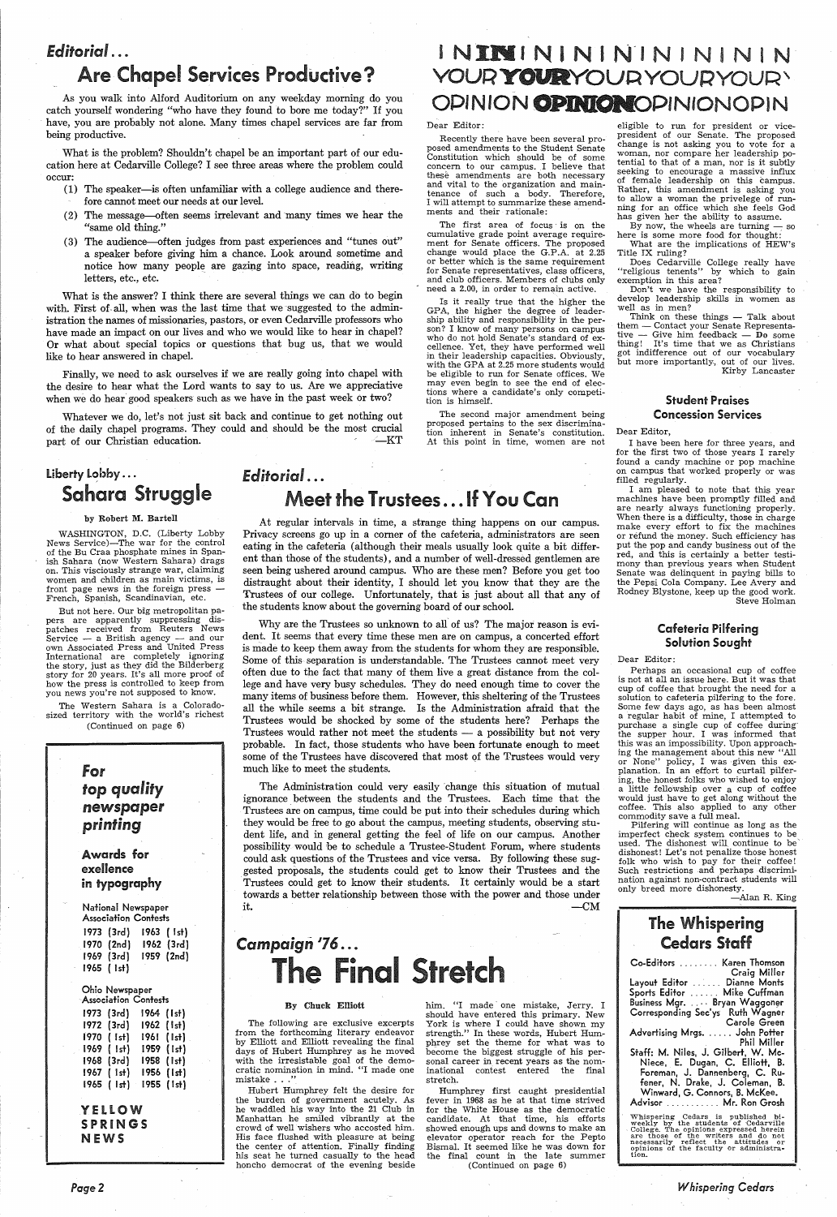## Editorial...

# Are Chapel Services Productive?

As you walk into Alford Auditorium on any weekday morning do you catch yourself wondering "who have they found to bore me today?" If you have, you are probably not alone. Many times chapel services are far from being productive.

What is the problem? Shouldn't chapel be an important part of our education here at Cedarville College? I see three areas where the problem could occur:

(1) The speaker—is often unfamiliar with a college audience and therefore cannot meet our needs at our level.

(2) The message—often seems irrelevant and many times we hear the "same old thing."

(3) The audience—often judges from past experiences and "tunes out" a speaker before giving him a chance. Look around sometime and notice how many people are gazing into space, reading, writing letters, etc., etc.

What is the answer? I think there are several things we can do to begin with. First of all, when was the last time that we suggested to the administration the names of missionaries, pastors, or even Cedarville professors who have made an impact on our lives and who we would like to hear in chapel? Or what about special topics or questions that bug us, that we would like to hear answered in chapel.

Finally, we need to ask ourselves if we are really going into chapel with the desire to hear what the Lord wants to say to us. Are we appreciative when we do hear good speakers such as we have in the past week or two?

Whatever we do, let's not just sit back and continue to get nothing out of the daily chapel programs. They could and should be the most crucial part of our Christian education.

—KT

# YOUR OPINION

Dear Editor:

Recently there have been several proposed amendments to the Student Senate Constitution which should be of some concern to our campus. I believe that these amendments are both necessary and vital to the organization and maintenance of such a body. Therefore, I will attempt to summarize these amendments and their rationale:

The first area of focus is on the cumulative grade point average requirement for Senate officers. The proposed change would place the G.P.A. at 2.25 or better which is the same requirement for Senate representatives, class officers, and club officers. Members of clubs only need a 2.00, in order to remain active.

Is it really true that the higher the GPA, the higher the degree of leadership ability and responsibility in the person? I know of many persons on campus who do not hold Senate's standard of excellence. Yet, they have performed well in their leadership capacities. Obviously, with the GPA at 2.25 more students would be eligible to run for Senate offices. We may even begin to see the end of elections where a candidate's only competition is himself.

The second major amendment being proposed pertains to the sex discrimination inherent in Senate's constitution. At this point in time, women are not eligible to run for president or vice-president of our Senate. The proposed change is not asking you to vote for a woman, nor compare her leadership potential to that of a man, nor is it subtly seeking to encourage a massive influx of female leadership on this campus. Rather, this amendment is asking you to allow a woman the privelege of running for an office which she feels God has given her the ability to assume.

By now, the wheels are turning — so here is some more food for thought:

What are the implications of HEW's Title IX ruling?

Does Cedarville College really have "religious tenents" by which to gain exemption in this area?

Don't we have the responsibility to develop leadership skills in women as well as in men?

Think on these things — Talk about them — Contact your Senate Representative — Give him feedback — **Do** something! It's time that we as Christians got indifference out of our vocabulary but more importantly, out of our lives.

Kirby Lancaster

### Student Praises Concession Services

Dear Editor,

I have been here for three years, and for the first two of those years I rarely found a candy machine or pop machine on campus that worked properly or was filled regularly.

I am pleased to note that this year machines have been promptly filled and are nearly always functioning properly. When there is a difficulty, those in charge make every effort to fix the machines or refund the money. Such efficiency has put the pop and candy business out of the red, and this is certainly a better testimony than previous years when Student Senate was delinquent in paying bills to the Pepsi Cola Company. Lee Avery and Rodney Blystone, keep up the good work.

Steve Holman

### Cafeteria Pilfering Solution Sought

Dear Editor:

Perhaps an occasional cup of coffee is not at all an issue here. But it was that cup of coffee that brought the need for a solution to cafeteria pilfering to the fore. Some few days ago, as has been almost a regular habit of mine, I attempted to purchase a single cup of coffee during the supper hour. I was informed that this was an impossibility. Upon approaching the management about this new "All or None" policy, I was given this explanation. In an effort to curtail pilfering, the honest folks who wished to enjoy a little fellowship over a cup of coffee would just have to get along without the coffee. This also applied to any other commodity save a full meal.

Pilfering will continue as long as the imperfect check system continues to be used. The dishonest will continue to be dishonest! Let's not penalize those honest folk who wish to pay for their coffee! Such restrictions and perhaps discrimination against non-contract students will only breed more dishonesty.

—Alan R. King

## Liberty Lobby...

# Sahara Struggle

by Robert M. Bartell

WASHINGTON, D.C. (Liberty Lobby News Service)—The war for the control of the Bu Craa phosphate mines in Spanish Sahara (now Western Sahara) drags on. This viciously strange war, claiming women and children as main victims, is front page news in the foreign press — French, Spanish, Scandinavian, etc.

But not here. Our big metropolitan papers are apparently suppressing dispatches received from Reuters News Service — a British agency — and our own Associated Press and United Press International are completely ignoring the story, just as they did the Bilderberg story for 20 years. It's all more proof of how the press is controlled to keep from you news you're not supposed to know.

The Western Sahara is a Colorado-sized territory with the world's richest

(Continued on page 6)

## Editorial...

# Meet the Trustees... If You Can

At regular intervals in time, a strange thing happens on our campus. Privacy screens go up in a corner of the cafeteria, administrators are seen eating in the cafeteria (although their meals usually look quite a bit different than those of the students), and a number of well-dressed gentlemen are seen being ushered around campus. Who are these men? Before you get too distraught about their identity, I should let you know that they are the Trustees of our college. Unfortunately, that is just about all that any of the students know about the governing board of our school.

Why are the Trustees so unknown to all of us? The major reason is evident. It seems that every time these men are on campus, a concerted effort is made to keep them away from the students for whom they are responsible. Some of this separation is understandable. The Trustees cannot meet very often due to the fact that many of them live a great distance from the college and have very busy schedules. They do need enough time to cover the many items of business before them. However, this sheltering of the Trustees all the while seems a bit strange. Is the Administration afraid that the Trustees would be shocked by some of the students here? Perhaps the Trustees would rather not meet the students — a possibility but not very probable. In fact, those students who have been fortunate enough to meet some of the Trustees have discovered that most of the Trustees would very much like to meet the students.

The Administration could very easily change this situation of mutual ignorance between the students and the Trustees. Each time that the Trustees are on campus, time could be put into their schedules during which they would be free to go about the campus, meeting students, observing student life, and in general getting the feel of life on our campus. Another possibility would be to schedule a Trustee-Student Forum, where students could ask questions of the Trustees and vice versa. By following these suggested proposals, the students could get to know their Trustees and the Trustees could get to know their students. It certainly would be a start towards a better relationship between those with the power and those under it.

—CM

**For top quality newspaper printing**

**Awards for exellence in typography**

National Newspaper Association Contests

1973 (3rd) 1963 (1st)
1970 (2nd) 1962 (3rd)
1969 (3rd) 1959 (2nd)
1965 (1st)

Ohio Newspaper Association Contests

1973 (3rd) 1964 (1st)
1972 (3rd) 1962 (1st)
1970 (1st) 1961 (1st)
1969 (1st) 1959 (1st)
1968 (3rd) 1958 (1st)
1967 (1st) 1956 (1st)
1965 (1st) 1955 (1st)

**YELLOW SPRINGS NEWS**

## Campaign '76...

# The Final Stretch

By Chuck Elliott

The following are exclusive excerpts from the forthcoming literary endeavor by Elliott and Elliott revealing the final days of Hubert Humphrey as he moved with the irresistable goal of the democratic nomination in mind. "I made one mistake . . ."

Hubert Humphrey felt the desire for the burden of government acutely. As he waddled his way into the 21 Club in Manhattan he smiled vibrantly at the crowd of well wishers who accosted him. His face flushed with pleasure at being the center of attention. Finally finding his seat he turned casually to the head honcho democrat of the evening beside him. "I made one mistake, Jerry. I should have entered this primary. New York is where I could have shown my strength." In these words, Hubert Humphrey set the theme for what was to become the biggest struggle of his personal career in recent years as the nominational contest entered the final stretch.

Humphrey first caught presidential fever in 1968 as he at that time strived for the White House as the democratic candidate. At that time, his efforts showed enough ups and downs to make an elevator operator reach for the Pepto Bismal. It seemed like he was down for the final count in the late summer

(Continued on page 6)

## The Whispering Cedars Staff

Co-Editors ........ Karen Thomson, Craig Miller
Layout Editor ...... Dianne Monts
Sports Editor ...... Mike Cuffman
Business Mgr. .... Bryan Waggoner
Corresponding Sec'ys Ruth Wagner, Carole Green
Advertising Mrgs. ...... John Potter, Phil Miller
Staff: M. Niles, J. Gilbert, W. McNiece, E. Dugan, C. Elliott, B. Foreman, J. Dannenberg, C. Rufener, N. Drake, J. Coleman, B. Winward, G. Connors, B. McKee.
Advisor ........... Mr. Ron Grosh

Whispering Cedars is published bi-weekly by the students of Cedarville College. The opinions expressed herein are those of the writers and do not necessarily reflect the attitudes or opinions of the faculty or administration.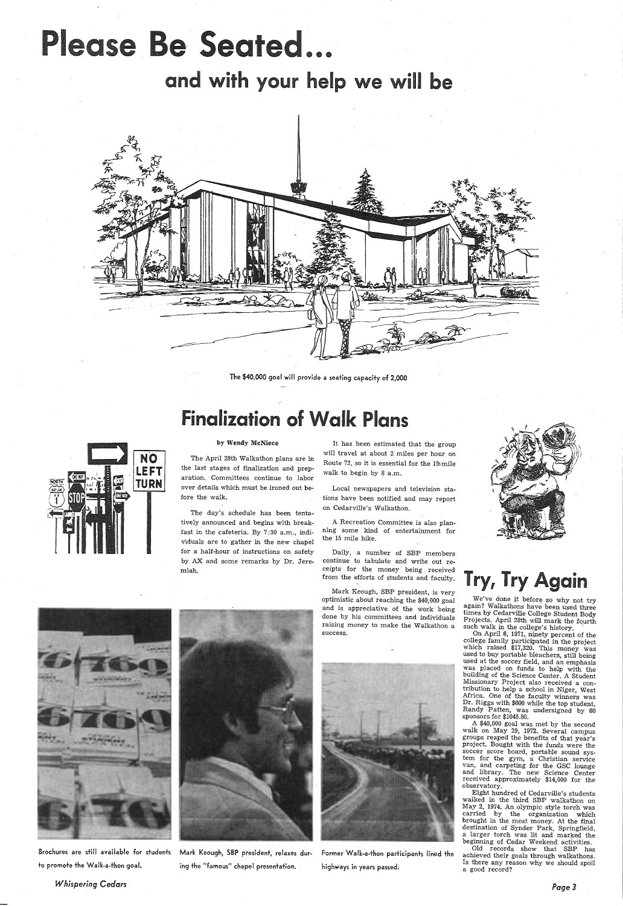# Please Be Seated...

## and with your help we will be

The $40,000 goal will provide a seating capacity of 2,000

## Finalization of Walk Plans

**by Wendy McNiece**

The April 28th Walkathon plans are in the last stages of finalization and preparation. Committees continue to labor over details which must be ironed out before the walk.

The day's schedule has been tentatively announced and begins with breakfast in the cafeteria. By 7:30 a.m., individuals are to gather in the new chapel for a half-hour of instructions on safety by AX and some remarks by Dr. Jeremiah.

It has been estimated that the group will travel at about 2 miles per hour on Route 72, so it is essential for the 15 mile walk to begin by 8 a.m.

Local newspapers and television stations have been notified and may report on Cedarville's Walkathon.

A Recreation Committee is also planning some kind of entertainment for the 15 mile hike.

Daily, a number of SBP members continue to tabulate and write out receipts for the money being received from the efforts of students and faculty.

Mark Keough, SBP president, is very optimistic about reaching the $40,000 goal and is appreciative of the work being done by his committees and individuals raising money to make the Walkathon a success.

Brochures are still available for students to promote the Walk-a-thon goal.

Mark Keough, SBP president, relaxes during the "famous" chapel presentation.

Former Walk-a-thon participants lined the highways in years passed.

## Try, Try Again

We've done it before so why not try again? Walkathons have been used three times by Cedarville College Student Body Projects. April 28th will mark the fourth such walk in the college's history.

On April 6, 1971, ninety percent of the college family participated in the project which raised $17,320. This money was used to buy portable bleachers, still being used at the soccer field, and an emphasis was placed on funds to help with the building of the Science Center. A Student Missionary Project also received a contribution to help a school in Niger, West Africa. One of the faculty winners was Dr. Riggs with $600 while the top student, Randy Patten, was undersigned by 60 sponsors for $1045.80.

A $40,000 goal was met by the second walk on May 29, 1972. Several campus groups reaped the benefits of that year's project. Bought with the funds were the soccer score board, portable sound system for the gym, a Christian service van, and carpeting for the GSC lounge and library. The new Science Center received approximately $14,000 for the observatory.

Eight hundred of Cedarville's students walked in the third SBP walkathon on May 2, 1974. An olympic style torch was carried by the organization which brought in the most money. At the final destination of Synder Park, Springfield, a larger torch was lit and marked the beginning of Cedar Weekend activities.

Old records show that SBP has achieved their goals through walkathons. Is there any reason why we should spoil a good record?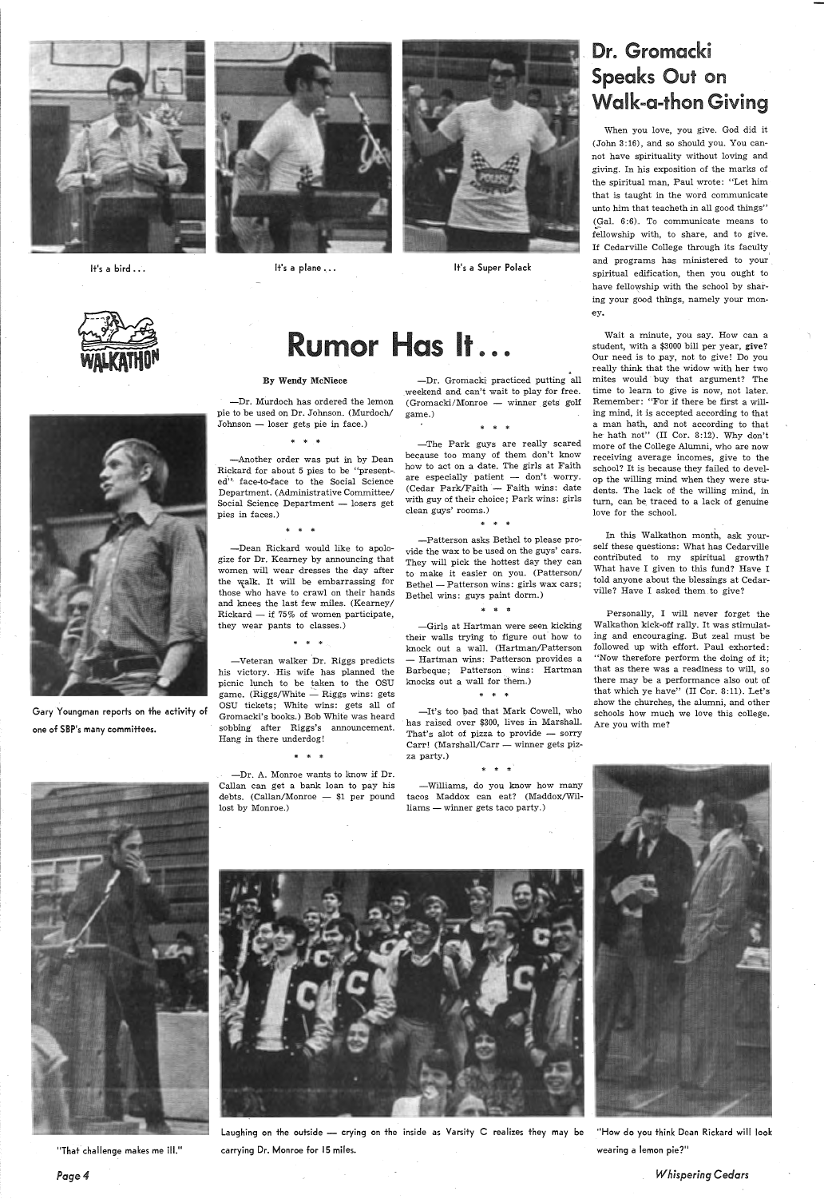It's a bird . . .

It's a plane . . .

It's a Super Polack

# Dr. Gromacki Speaks Out on Walk-a-thon Giving

When you love, you give. God did it (John 3:16), and so should you. You cannot have spirituality without loving and giving. In his exposition of the marks of the spiritual man, Paul wrote: "Let him that is taught in the word communicate unto him that teacheth in all good things" (Gal. 6:6). To communicate means to fellowship with, to share, and to give. If Cedarville College through its faculty and programs has ministered to your spiritual edification, then you ought to have fellowship with the school by sharing your good things, namely your money.

Wait a minute, you say. How can a student, with a $3000 bill per year, **give?** Our need is to pay, not to give! Do you really think that the widow with her two mites would buy that argument? The time to learn to give is now, not later. Remember: "For if there be first a willing mind, it is accepted according to that a man hath, and not according to that he hath not" (II Cor. 8:12). Why don't more of the College Alumni, who are now receiving average incomes, give to the school? It is because they failed to develop the willing mind when they were students. The lack of the willing mind, in turn, can be traced to a lack of genuine love for the school.

In this Walkathon month, ask yourself these questions: What has Cedarville contributed to my spiritual growth? What have I given to this fund? Have I told anyone about the blessings at Cedarville? Have I asked them to give?

Personally, I will never forget the Walkathon kick-off rally. It was stimulating and encouraging. But zeal must be followed up with effort. Paul exhorted: "Now therefore perform the doing of it; that as there was a readiness to will, so there may be a performance also out of that which ye have" (II Cor. 8:11). Let's show the churches, the alumni, and other schools how much we love this college. Are you with me?

WALKATHON

# Rumor Has It . . .

**By Wendy McNiece**

—Dr. Murdoch has ordered the lemon pie to be used on Dr. Johnson. (Murdoch/Johnson — loser gets pie in face.)

\* \* \*

—Another order was put in by Dean Rickard for about 5 pies to be "presented" face-to-face to the Social Science Department. (Administrative Committee/Social Science Department — losers get pies in faces.)

\* \* \*

—Dean Rickard would like to apologize for Dr. Kearney by announcing that women will wear dresses the day after the walk. It will be embarrassing for those who have to crawl on their hands and knees the last few miles. (Kearney/Rickard — if 75% of women participate, they wear pants to classes.)

\* \* \*

—Veteran walker Dr. Riggs predicts his victory. His wife has planned the picnic lunch to be taken to the OSU game. (Riggs/White — Riggs wins: gets OSU tickets; White wins: gets all of Gromacki's books.) Bob White was heard sobbing after Riggs's announcement. Hang in there underdog!

\* \* \*

—Dr. A. Monroe wants to know if Dr. Callan can get a bank loan to pay his debts. (Callan/Monroe — $1 per pound lost by Monroe.)

—Dr. Gromacki practiced putting all weekend and can't wait to play for free. (Gromacki/Monroe — winner gets golf game.)

\* \* \*

—The Park guys are really scared because too many of them don't know how to act on a date. The girls at Faith are especially patient — don't worry. (Cedar Park/Faith — Faith wins: date with guy of their choice; Park wins: girls clean guys' rooms.)

\* \* \*

—Patterson asks Bethel to please provide the wax to be used on the guys' cars. They will pick the hottest day they can to make it easier on you. (Patterson/Bethel — Patterson wins: girls wax cars; Bethel wins: guys paint dorm.)

\* \* \*

—Girls at Hartman were seen kicking their walls trying to figure out how to knock out a wall. (Hartman/Patterson — Hartman wins: Patterson provides a Barbeque; Patterson wins: Hartman knocks out a wall for them.)

\* \* \*

—It's too bad that Mark Cowell, who has raised over $300, lives in Marshall. That's alot of pizza to provide — sorry Carr! (Marshall/Carr — winner gets pizza party.)

\* \* \*

—Williams, do you know how many tacos Maddox can eat? (Maddox/Williams — winner gets taco party.)

Gary Youngman reports on the activity of one of SBP's many committees.

"That challenge makes me ill."

Laughing on the outside — crying on the inside as Varsity C realizes they may be carrying Dr. Monroe for 15 miles.

"How do you think Dean Rickard will look wearing a lemon pie?"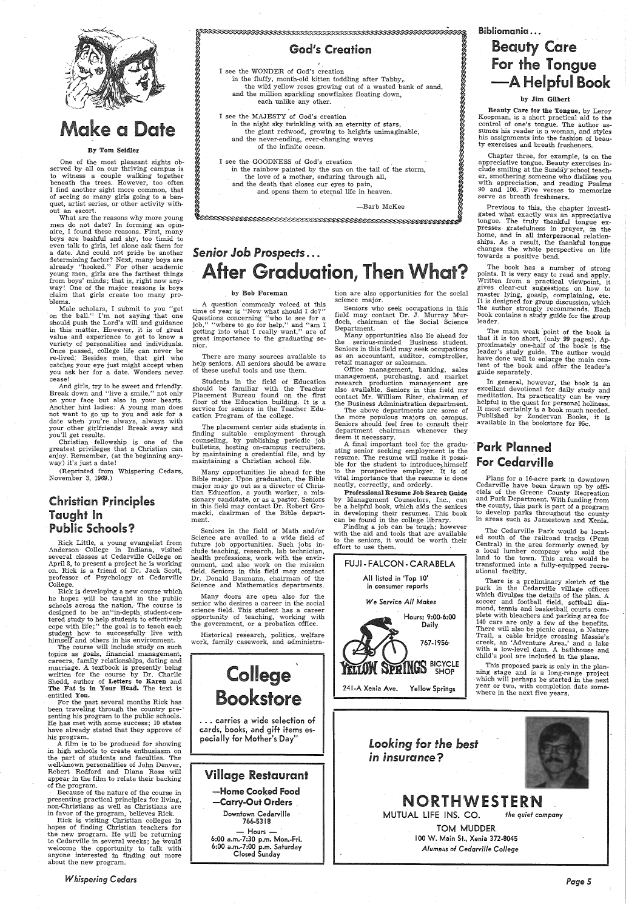# Make a Date

**By Tom Seidler**

One of the most pleasant sights observed by all on our thriving campus is to witness a couple walking together beneath the trees. However, too often I find another sight more common, that of seeing so many girls going to a banquet, artist series, or other activity without an escort.

What are the reasons why more young men do not date? In forming an opinaire, I found these reasons. First, many boys are bashful and shy, too timid to even talk to girls, let alone ask them for a date. And could not pride be another determining factor? Next, many boys are already "hooked." For other academic young men, girls are the farthest things from boys' minds; that is, right now anyway! One of the major reasons is boys claim that girls create too many problems.

Male scholars, I submit to you "get on the ball." I'm not saying that one should push the Lord's will and guidance in this matter. However, it is of great value and experience to get to know a variety of personalities and individuals. Once passed, college life can never be re-lived. Besides men, that girl who catches your eye just might accept when you ask her for a date. Wonders never cease!

And girls, try to be sweet and friendly. Break down and "live a smile," not only on your face but also in your hearts. Another hint ladies: A young man does not want to go up to you and ask for a date when you're always, always with your other girlfriends! Break away and you'll get results.

Christian fellowship is one of the greatest privileges that a Christian can enjoy. Remember, (at the beginning anyway) it's just a date!

(Reprinted from Whispering Cedars, November 3, 1969.)

## Christian Principles Taught In Public Schools?

Rick Little, a young evangelist from Anderson College in Indiana, visited several classes at Cedarville College on April 8, to present a project he is working on. Rick is a friend of Dr. Jack Scott, professor of Psychology at Cedarville College.

Rick is developing a new course which he hopes will be taught in the public schools across the nation. The course is designed to be an "in-depth student-centered study to help students to effectively cope with life;" the goal is to teach each student how to successfully live with himself and others in his environment.

The course will include study on such topics as goals, financial management, careers, family relationships, dating and marriage. A textbook is presently being written for the course by Dr. Charlie Shedd, author of **Letters to Karen** and **The Fat is in Your Head.** The text is entitled **You.**

For the past several months Rick has been traveling through the country presenting his program to the public schools. He has met with some success; 10 states have already stated that they approve of his program.

A film is to be produced for showing in high schools to create enthusiasm on the part of students and faculties. The well-known personalities of John Denver, Robert Redford and Diana Ross will appear in the film to relate their backing of the program.

Because of the nature of the course in presenting practical principles for living, non-Christians as well as Christians are in favor of the program, believes Rick.

Rick is visiting Christian colleges in hopes of finding Christian teachers for the new program. He will be returning to Cedarville in several weeks; he would welcome the opportunity to talk with anyone interested in finding out more about the new program.

## God's Creation

I see the WONDER of God's creation
in the fluffy, month-old kitten toddling after Tabby,
the wild yellow roses growing out of a wasted bank of sand,
and the million sparkling snowflakes floating down,
each unlike any other.

I see the MAJESTY of God's creation
in the night sky twinkling with an eternity of stars,
the giant redwood, growing to heights unimaginable,
and the never-ending, ever-changing waves
of the infinite ocean.

I see the GOODNESS of God's creation
in the rainbow painted by the sun on the tail of the storm,
the love of a mother, enduring through all,
and the death that closes our eyes to pain,
and opens them to eternal life in heaven.

—Barb McKee

## *Senior Job Prospects...*
# After Graduation, Then What?

**by Bob Foreman**

A question commonly voiced at this time of year is "Now what should I do?" Questions concerning "who to see for a job," "where to go for help," and "am I getting into what I really want," are of great importance to the graduating senior.

There are many sources available to help seniors. All seniors should be aware of these useful tools and use them.

Students in the field of Education should be familiar with the Teacher Placement Bureau found on the first floor of the Education building. It is a service for seniors in the Teacher Education Program of the college.

The placement center aids students in finding suitable employment through counseling, by publishing periodic job bulletins, hosting on-campus recruiters, by maintaining a credential file, and by maintaining a Christian school file.

Many opportunities lie ahead for the Bible major. Upon graduation, the Bible major may go out as a director of Christian Education, a youth worker, a missionary candidate, or as a pastor. Seniors in this field may contact Dr. Robert Gromacki, chairman of the Bible department.

Seniors in the field of Math and/or Science are availed to a wide field of future job opportunities. Such jobs include teaching, research, lab technician, health professions; work with the environment, and also work on the mission field. Seniors in this field may contact Dr. Donald Baumann, chairman of the Science and Mathematics departments.

Many doors are open also for the senior who desires a career in the social science field. This student has a career opportunity of teaching, working with the government, or a probation office.

Historical research, politics, welfare work, family casework, and administration are also opportunities for the social science major.

Seniors who seek occupations in this field may contact Dr. J. Murray Murdoch, chairman of the Social Science Department.

Many opportunities also lie ahead for the serious-minded Business student. Seniors in this field may seek occupations as an accountant, auditor, comptroller, retail manager or salesman.

Office management, banking, sales management, purchasing, and market research production management are also available. Seniors in this field my contact Mr. William Riter, chairman of the Business Administration department.

The above departments are some of the more populous majors on campus. Seniors should feel free to consult their department chairman whenever they deem it necessary.

A final important tool for the graduating senior seeking employment is the resume. The resume will make it possible for the student to introduce himself to the prospective employer. It is of vital importance that the resume is done neatly, correctly, and orderly.

**Professional Resume Job Search Guide** by Management Counselors, Inc., can be a helpful book, which aids the seniors in developing their resumes. This book can be found in the college library.

Finding a job can be tough; however with the aid and tools that are available to the seniors, it would be worth their effort to use them.

---

**College Bookstore**

... carries a wide selection of cards, books, and gift items especially for Mother's Day"

---

**Village Restaurant**

—Home Cooked Food
—Carry-Out Orders

Downtown Cedarville
766-5318

— Hours —
6:00 a.m.-7:30 p.m. Mon.-Fri.
6:00 a.m.-7:00 p.m. Saturday
Closed Sunday

---

**FUJI - FALCON - CARABELA**

All listed in 'Top 10' in consumer reports

*We Service All Makes*

Hours: 9:00-6:00 Daily

767-1956

YELLOW SPRINGS BICYCLE SHOP

241-A Xenia Ave. Yellow Springs

---

*Looking for the best in insurance?*

**NORTHWESTERN**

MUTUAL LIFE INS. CO. *the quiet company*

TOM MUDDER
100 W. Main St., Xenia 372-8045
*Alumnus of Cedarville College*

---

## Bibliomania...
# Beauty Care For the Tongue —A Helpful Book

**by Jim Gilbert**

**Beauty Care for the Tongue,** by Leroy Koopman, is a short practical aid to the control of one's tongue. The author assumes his reader is a woman, and styles his assignments into the fashion of beauty exercises and breath fresheners.

Chapter three, for example, is on the appreciative tongue. Beauty exercises include smiling at the Sunday school teacher, smothering someone who dislikes you with appreciation, and reading Psalms 90 and 106. Five verses to memorize serve as breath fresheners.

Previous to this, the chapter investigated what exactly was an appreciative tongue. The truly thankful tongue expresses gratefulness in prayer, in the home, and in all interpersonal relationships. As a result, the thankful tongue changes the whole perspective on life towards a positive bend.

The book has a number of strong points. It is very easy to read and apply. Written from a practical viewpoint, it gives clear-cut suggestions on how to master lying, gossip, complaining, etc. It is designed for group discussion, which the author strongly recommends. Each book contains a study guide for the group leader.

The main weak point of the book is that it is too short, (only 99 pages). Approximately one-half of the book is the leader's study guide. The author would have done well to enlarge the main content of the book and offer the leader's guide separately.

In general, however, the book is an excellent devotional for daily study and meditation. Its practicality can be very helpful in the quest for personal holiness. It most certainly is a book much needed. Published by Zondervan Books, it is available in the bookstore for 95c.

## Park Planned For Cedarville

Plans for a 16-acre park in downtown Cedarville have been drawn up by officials of the Greene County Recreation and Park Department. With funding from the county, this park is part of a program to develop parks throughout the county in areas such as Jamestown and Xenia.

The Cedarville Park would be located south of the railroad tracks (Penn Central) in the area formerly owned by a local lumber company who sold the land to the town. This area would be transformed into a fully-equipped recreational facility.

There is a preliminary sketch of the park in the Cedarville village offices which divulges the details of the plan. A soccer and football field, softball diamond, tennis and basketball courts complete with bleachers and parking area for 140 cars are only a few of the benefits. There will also be picnic areas, a Nature Trail, a cable bridge crossing Massie's creek, an 'Adventure Area,' and a lake with a low-level dam. A bathhouse and child's pool are included in the plans.

This proposed park is only in the planning stage and is a long-range project which will perhaps be started in the next year or two, with completion date somewhere in the next five years.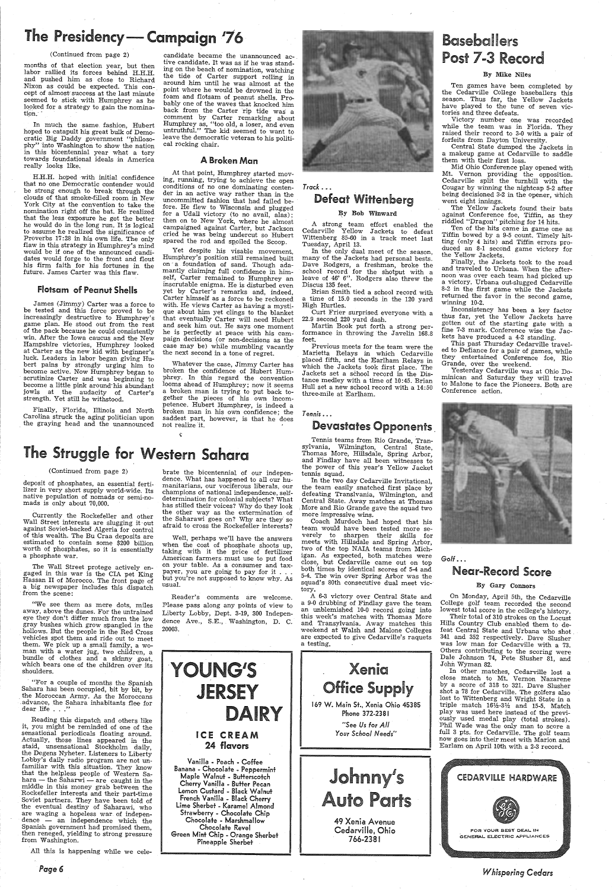# The Presidency — Campaign '76

(Continued from page 2)

months of that election year, but then labor rallied its forces behind H.H.H. and pushed him as close to Richard Nixon as could be expected. This concept of almost success at the last minute seemed to stick with Humphrey as he looked for a strategy to gain the nomination.

In much the same fashion, Hubert hoped to catapult his great bulk of Democratic Big Daddy government "philosophy" into Washington to show the nation in this bicentennial year what a tory towards foundational ideals in America really looks like.

H.H.H. hoped with initial confidence that no one Democratic contender would be strong enough to break through the clouds of that smoke-filled room in New York City at the convention to take the nomination right off the bat. He realized that the less exposure he got the better he would do in the long run. It is logical to assume he realized the significance of Proverbs 17:28 in his own life. The only flaw in this strategy in Humphrey's mind would be if one of the announced candidates would forge to the front and flout his firm faith for his fortunes in the future. James Carter was this flaw.

### Flotsam of Peanut Shells

James (Jimmy) Carter was a force to be tested and this force proved to be increasingly destructive to Humphrey's game plan. He stood out from the rest of the pack because he could consistently win. After the Iowa caucus and the New Hampshire victories, Humphrey looked at Carter as the new kid with beginner's luck. Leaders in labor began giving Hubert pains by strongly urging him to become active. Now Humphrey began to scrutinize Carter and was beginning to become a little pink around his abundant jowls at the audacity of Carter's strength. Yet still he withstood.

Finally, Florida, Illinois and North Carolina struck the aging politician upon the graying head and the unannounced candidate became the unannounced active candidate. It was as if he was standing on the beach of nomination, watching the tide of Carter support rolling in around him until he was almost at the point where he would be drowned in the foam and flotsam of peanut shells. Probably one of the waves that knocked him back from the Carter rip tide was a comment by Carter remarking about Humphrey as, "too old, a loser, and even untruthful." The kid seemed to want to leave the democratic veteran to his political rocking chair.

### A Broken Man

At that point, Humphrey started moving, running, trying to achieve the open conditions of no one dominating contender in an active way rather than in the uncommitted fashion that had failed before. He flew to Wisconsin and plugged for a Udall victory (to no avail, alas); then on to New York, where he almost campaigned against Carter, but Jackson cried he was being undercut so Hubert spared the rod and spoiled the Scoop.

Yet despite his visable movement, Humphrey's position still remained built on a foundation of sand. Though adamantly claiming full confidence in himself, Carter remained to Humphrey an inscrutable enigma. He is disturbed even yet by Carter's remarks and, indeed, Carter himself as a force to be reckoned with. He views Carter as having a mystique about him yet clings to the blanket that eventually Carter will need Hubert and seek him out. He says one moment he is perfectly at peace with his campaign decisions (or non-decisions as the case may be) while mumbling vacantly the next second in a tone of regret.

Whatever the case, Jimmy Carter has broken the confidence of Hubert Humphrey. In this regard the convention looms ahead of Humphrey; now it seems a broken man is trying to put back together the pieces of his own incompetence. Hubert Humphrey, is indeed a broken man in his own confidence; the saddest part, however, is that he does not realize it.

# The Struggle for Western Sahara

(Continued from page 2)

deposit of phosphates, an essential fertilizer in very short supply world-wide. Its native population of nomads or semi-nomads is only about 70,000.

Currently the Rockefeller and other Wall Street interests are slugging it out against Soviet-backed Algeria for control of this wealth. The Bu Craa deposits are estimated to contain some $200 billion worth of phosphates, so it is essentially a phosphate war.

The Wall Street protege actively engaged in this war is the CIA pet King Hassan II of Morocco. The front page of a big newspaper includes this dispatch from the scene:

"We see them as mere dots, miles away, above the dunes. For the untrained eye they don't differ much from the low gray bushes which grow spangled in the hollows. But the people in the Red Cross vehicles spot them and ride out to meet them. We pick up a small family, a woman with a water jug, two children, a bundle of clothes and a skinny goat, which bears one of the children over its shoulders.

"For a couple of months the Spanish Sahara has been occupied, bit by bit, by the Moroccan Army. As the Moroccans advance, the Sahara inhabitants flee for dear life . . ."

Reading this dispatch and others like it, you might be reminded of one of the sensational periodicals floating around. Actually, those lines appeared in the staid, unsensational Stockholm daily, the Degens Nyheter. Listeners to Liberty Lobby's daily radio program are not unfamiliar with this situation. They know that the helpless people of Western Sahara — the Saharwi — are caught in the middle in this money grab between the Rockefeller interests and their part-time Soviet partners. They have been told of the eventual destiny of Saharawi, who are waging a hopeless war of independence — an independence which the Spanish government had promised them, then reneged, yielding to strong pressure from Washington.

All this is happening while we celebrate the bicentennial of our independence. What has happened to all our humanitarians, our vociferous liberals, our champions of national independence, self-determination for colonial subjects? What has stilled their voices? Why do they look the other way as the extermination of the Saharawi goes on? Why are they so afraid to cross the Rockefeller interests?

Well, perhaps we'll have the answers when the cost of phosphate shoots up, taking with it the price of fertilizer American farmers must use to put food on your table. As a consumer and taxpayer, you are going to pay for it . . . but you're not supposed to know why. As usual.

Reader's comments are welcome. Please pass along any points of view to Liberty Lobby, Dept. 3-19, 300 Independence Ave., S.E., Washington, D. C. 20003.

*Track . . .*

## Defeat Wittenberg

**By Bob Winward**

A strong team effort enabled the Cedarville Yellow Jackets to defeat Wittenberg 85-60 in a track meet last Tuesday, April 13.

In the only dual meet of the season, many of the Jackets had personal bests. Dave Rodgers, a freshman, broke the school record for the shotput with a leave of 46' 6". Rodgers also threw the Discus 135 feet.

Brian Smith tied a school record with a time of 15.0 seconds in the 120 yard High Hurtles.

Curt Frier surprised everyone with a 22.9 second 220 yard dash.

Martin Book put forth a strong performance in throwing the Javelin 168.8 feet.

Previous meets for the team were the Marietta Relays in which Cedarville placed fifth, and the Earlham Relays in which the Jackets took first place. The Jackets set a school record in the Distance medley with a time of 10:45. Brian Hull set a new school record with a 14:50 three-mile at Earlham.

*Tennis . . .*

## Devastates Opponents

Tennis teams from Rio Grande, Transylvania, Wilmington, Central State, Thomas More, Hillsdale, Spring Arbor, and Findlay have all been witnesses to the power of this year's Yellow Jacket tennis squad.

In the two day Cedarville Invitational, the team easily snatched first place by defeating Translvania, Wilmington, and Central State. Away matches at Thomas More and Rio Grande gave the squad two more impressive wins.

Coach Murdoch had hoped that his team would have been tested more severely to sharpen their skills for meets with Hillsdale and Spring Arbor, two of the top NAIA teams from Michigan. As expected, both matches were close, but Cedarville came out on top both times by identical scores of 5-4 and 5-4. The win over Spring Arbor was the squad's 80th consecutive dual meet victory.

A 6-3 victory over Central State and a 9-0 drubbing of Findlay gave the team an unblemished 10-0 record going into this week's matches with Thomas More and Transylvania. Away matches this weekend at Walsh and Malone Colleges are expected to give Cedarville's raquets a testing.

# Baseballers Post 7-3 Record

**By Mike Niles**

Ten games have been completed by the Cedarville College baseballers this season. Thus far, the Yellow Jackets have played to the tune of seven victories and three defeats.

Victory number one was recorded while the team was in Florida. They raised their record to 3-0 with a pair of forfeits from Dayton University.

Central State dumped the Jackets in a makeup game at Cedarville to saddle them with their first loss.

Mid Ohio Conference play opened with Mt. Vernon providing the opposition. Cedarville split the turnbill with the Cougar by winning the nightcap 5-2 after being decisioned 3-2 in the opener, which went eight innings.

The Yellow Jackets found their bats against Conference foe, Tiffin, as they riddled "Dragon" pitching for 14 hits.

Ten of the hits came in game one as Tiffin bowed by a 9-5 count. Timely hitting (only 4 hits) and Tiffin errors produced an 8-1 second game victory for the Yellow Jackets.

Finally, the Jackets took to the road and traveled to Urbana. When the afternoon was over each team had picked up a victory. Urbana out-slugged Cedarville 8-2 in the first game while the Jackets returned the favor in the second game, winning 10-2.

Inconsistency has been a key factor thus far, yet the Yellow Jackets have gotten out of the starting gate with a fine 7-3 mark. Conference wise the Jackets have produced a 4-2 standing.

This past Thursday Cedarville traveled to Defiance for a pair of games, while they entertained Conference foe, Rio Grande, over the weekend.

Yesterday Cedarville was at Ohio Dominican and Saturday they will travel to Malone to face the Pioneers. Both are Conference action.

*Golf . . .*

## Near-Record Score

**By Gary Connors**

On Monday, April 5th, the Cedarville College golf team recorded the second lowest total score in the college's history.

Their total of 310 strokes on the Locust Hills Country Club enabled them to defeat Central State and Urbana who shot 341 and 352 respectively. Dave Slusher was low man for Cedarville with a 73. Others contributing to the scoring were Dale Johnson 74, Pete Slusher 81, and John Wyman 82.

In other matches, Cedarville lost a close match to Mt. Vernon Nazarene by a score of 318 to 321. Dave Slusher shot a 78 for Cedarville. The golfers also lost to Wittenberg and Wright State in a triple match 16½-3½ and 15-5. Match play was used here instead of the previously used medal play (total strokes). Phil Wade was the only man to score a full 3 pts. for Cedarville. The golf team now goes into their meet with Marion and Earlham on April 10th with a 2-3 record.

**YOUNG'S JERSEY DAIRY**

**ICE CREAM**
**24 flavors**

Vanilla - Peach - Coffee
Banana - Chocolate - Peppermint
Maple Walnut - Butterscotch
Cherry Vanilla - Butter Pecan
Lemon Custard - Black Walnut
French Vanilla - Black Cherry
Lime Sherbet - Karamel Almond
Strawberry - Chocolate Chip
Chocolate - Marshmallow
Chocolate Revel
Green Mint Chip - Orange Sherbet
Pineapple Sherbet

**Xenia Office Supply**

169 W. Main St., Xenia Ohio 45385
Phone 372-2381

*"See Us for All Your School Needs"*

**Johnny's Auto Parts**

49 Xenia Avenue
Cedarville, Ohio
766-2381

**CEDARVILLE HARDWARE**

FOR YOUR BEST DEAL IN GENERAL ELECTRIC APPLIANCES